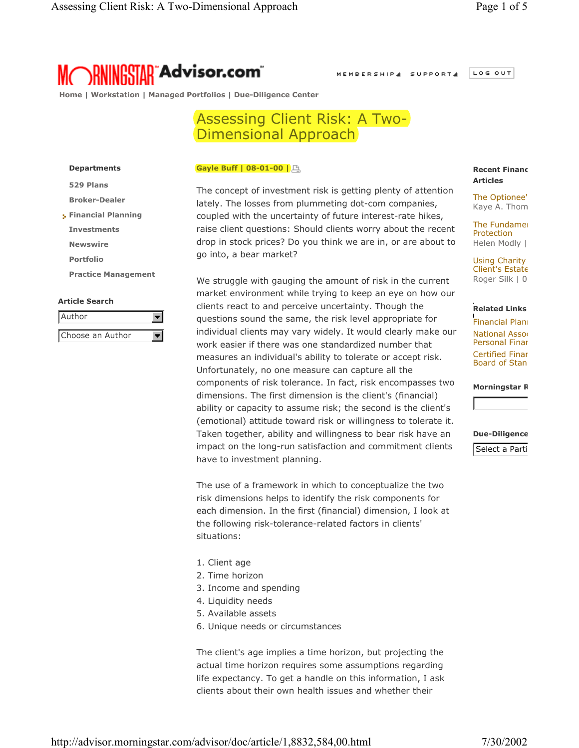# Assessing Client Risk: A Two-Dimensional Approach

**Gayle Buff | 08-01-00 |**

The concept of investment risk is getting plenty of attention lately. The losses from plummeting dot-com companies, coupled with the uncertainty of future interest-rate hikes, raise client questions: Should clients worry about the recent drop in stock prices? Do you think we are in, or are about to go into, a bear market?

We struggle with gauging the amount of risk in the current market environment while trying to keep an eye on how our clients react to and perceive uncertainty. Though the questions sound the same, the risk level appropriate for individual clients may vary widely. It would clearly make our work easier if there was one standardized number that measures an individual's ability to tolerate or accept risk. Unfortunately, no one measure can capture all the components of risk tolerance. In fact, risk encompasses two dimensions. The first dimension is the client's (financial) ability or capacity to assume risk; the second is the client's (emotional) attitude toward risk or willingness to tolerate it. Taken together, ability and willingness to bear risk have an impact on the long-run satisfaction and commitment clients have to investment planning.

The use of a framework in which to conceptualize the two risk dimensions helps to identify the risk components for each dimension. In the first (financial) dimension, I look at the following risk-tolerance-related factors in clients' situations:

1. Client age
2. Time horizon
3. Income and spending
4. Liquidity needs
5. Available assets
6. Unique needs or circumstances

The client's age implies a time horizon, but projecting the actual time horizon requires some assumptions regarding life expectancy. To get a handle on this information, I ask clients about their own health issues and whether their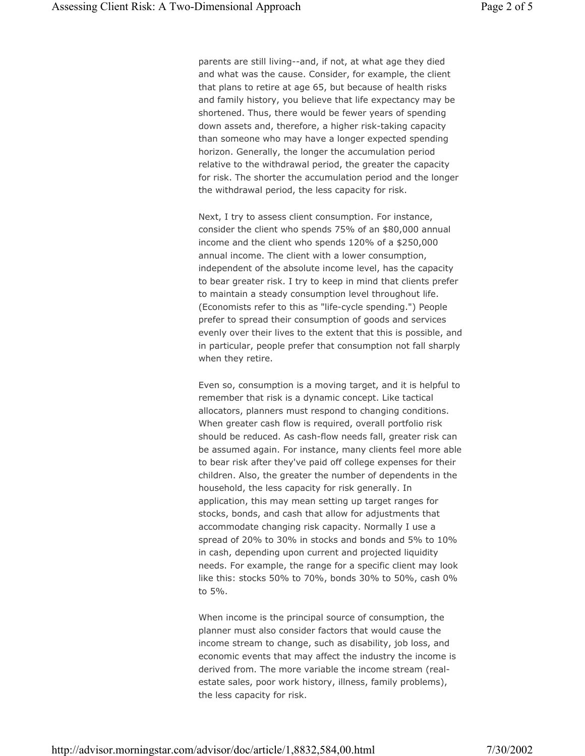parents are still living--and, if not, at what age they died and what was the cause. Consider, for example, the client that plans to retire at age 65, but because of health risks and family history, you believe that life expectancy may be shortened. Thus, there would be fewer years of spending down assets and, therefore, a higher risk-taking capacity than someone who may have a longer expected spending horizon. Generally, the longer the accumulation period relative to the withdrawal period, the greater the capacity for risk. The shorter the accumulation period and the longer the withdrawal period, the less capacity for risk.

Next, I try to assess client consumption. For instance, consider the client who spends 75% of an $80,000 annual income and the client who spends 120% of a $250,000 annual income. The client with a lower consumption, independent of the absolute income level, has the capacity to bear greater risk. I try to keep in mind that clients prefer to maintain a steady consumption level throughout life. (Economists refer to this as "life-cycle spending.") People prefer to spread their consumption of goods and services evenly over their lives to the extent that this is possible, and in particular, people prefer that consumption not fall sharply when they retire.

Even so, consumption is a moving target, and it is helpful to remember that risk is a dynamic concept. Like tactical allocators, planners must respond to changing conditions. When greater cash flow is required, overall portfolio risk should be reduced. As cash-flow needs fall, greater risk can be assumed again. For instance, many clients feel more able to bear risk after they've paid off college expenses for their children. Also, the greater the number of dependents in the household, the less capacity for risk generally. In application, this may mean setting up target ranges for stocks, bonds, and cash that allow for adjustments that accommodate changing risk capacity. Normally I use a spread of 20% to 30% in stocks and bonds and 5% to 10% in cash, depending upon current and projected liquidity needs. For example, the range for a specific client may look like this: stocks 50% to 70%, bonds 30% to 50%, cash 0% to 5%.

When income is the principal source of consumption, the planner must also consider factors that would cause the income stream to change, such as disability, job loss, and economic events that may affect the industry the income is derived from. The more variable the income stream (real-estate sales, poor work history, illness, family problems), the less capacity for risk.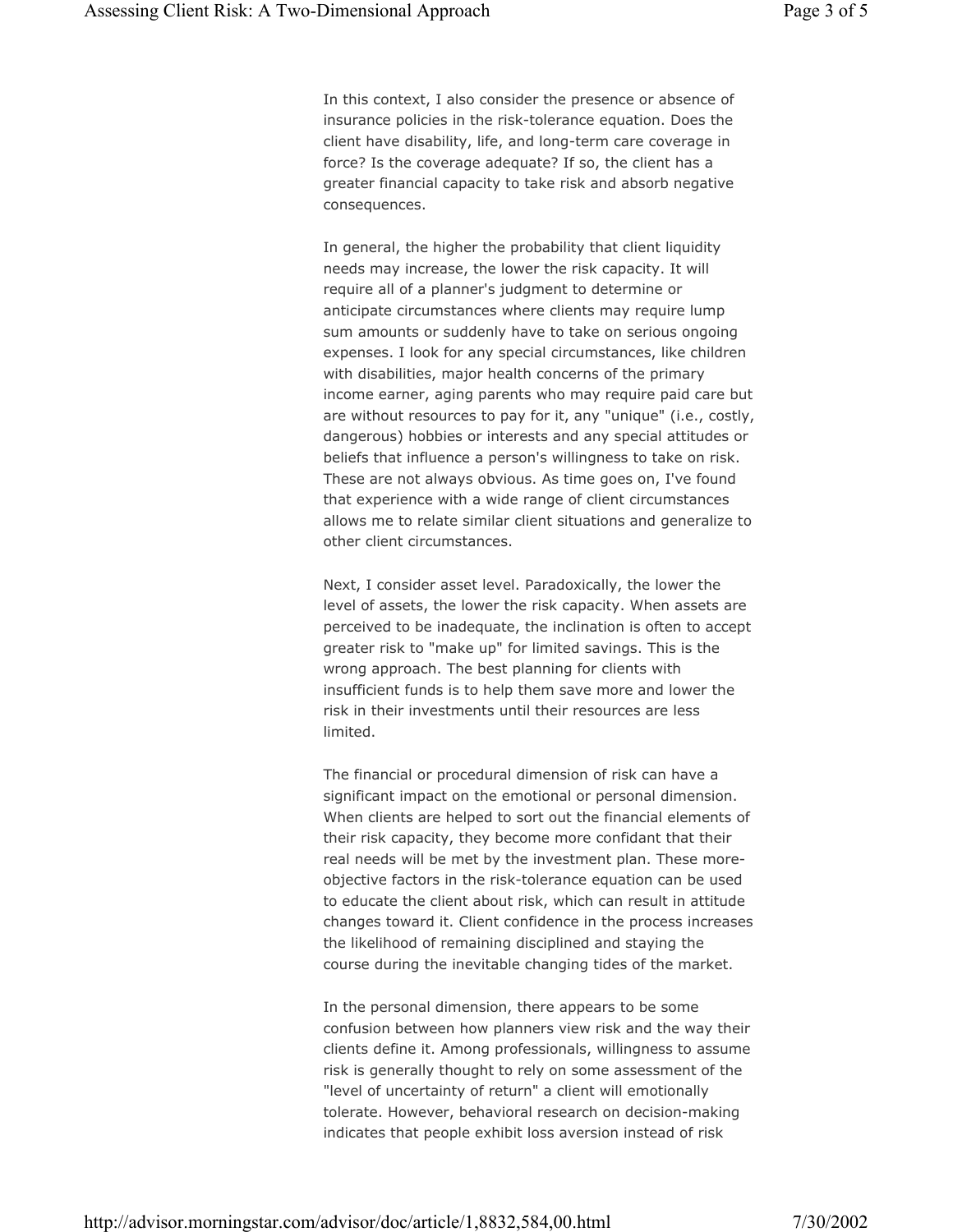In this context, I also consider the presence or absence of insurance policies in the risk-tolerance equation. Does the client have disability, life, and long-term care coverage in force? Is the coverage adequate? If so, the client has a greater financial capacity to take risk and absorb negative consequences.

In general, the higher the probability that client liquidity needs may increase, the lower the risk capacity. It will require all of a planner's judgment to determine or anticipate circumstances where clients may require lump sum amounts or suddenly have to take on serious ongoing expenses. I look for any special circumstances, like children with disabilities, major health concerns of the primary income earner, aging parents who may require paid care but are without resources to pay for it, any "unique" (i.e., costly, dangerous) hobbies or interests and any special attitudes or beliefs that influence a person's willingness to take on risk. These are not always obvious. As time goes on, I've found that experience with a wide range of client circumstances allows me to relate similar client situations and generalize to other client circumstances.

Next, I consider asset level. Paradoxically, the lower the level of assets, the lower the risk capacity. When assets are perceived to be inadequate, the inclination is often to accept greater risk to "make up" for limited savings. This is the wrong approach. The best planning for clients with insufficient funds is to help them save more and lower the risk in their investments until their resources are less limited.

The financial or procedural dimension of risk can have a significant impact on the emotional or personal dimension. When clients are helped to sort out the financial elements of their risk capacity, they become more confidant that their real needs will be met by the investment plan. These more-objective factors in the risk-tolerance equation can be used to educate the client about risk, which can result in attitude changes toward it. Client confidence in the process increases the likelihood of remaining disciplined and staying the course during the inevitable changing tides of the market.

In the personal dimension, there appears to be some confusion between how planners view risk and the way their clients define it. Among professionals, willingness to assume risk is generally thought to rely on some assessment of the "level of uncertainty of return" a client will emotionally tolerate. However, behavioral research on decision-making indicates that people exhibit loss aversion instead of risk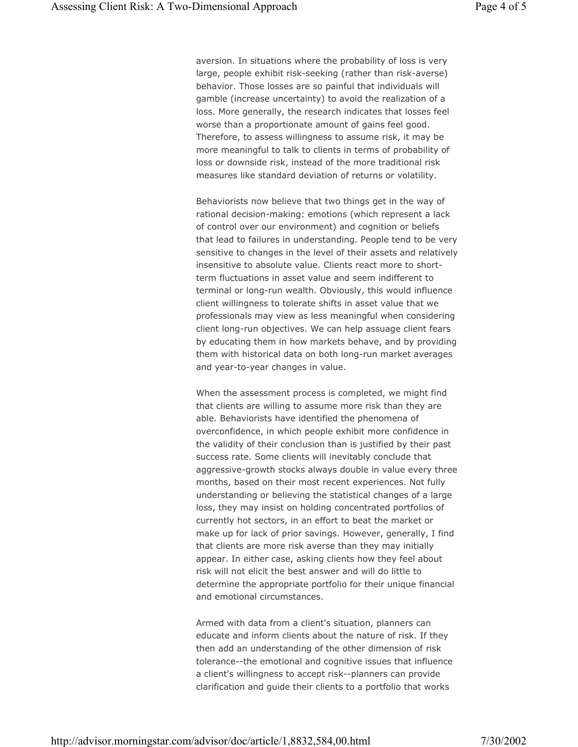aversion. In situations where the probability of loss is very large, people exhibit risk-seeking (rather than risk-averse) behavior. Those losses are so painful that individuals will gamble (increase uncertainty) to avoid the realization of a loss. More generally, the research indicates that losses feel worse than a proportionate amount of gains feel good. Therefore, to assess willingness to assume risk, it may be more meaningful to talk to clients in terms of probability of loss or downside risk, instead of the more traditional risk measures like standard deviation of returns or volatility.

Behaviorists now believe that two things get in the way of rational decision-making: emotions (which represent a lack of control over our environment) and cognition or beliefs that lead to failures in understanding. People tend to be very sensitive to changes in the level of their assets and relatively insensitive to absolute value. Clients react more to short-term fluctuations in asset value and seem indifferent to terminal or long-run wealth. Obviously, this would influence client willingness to tolerate shifts in asset value that we professionals may view as less meaningful when considering client long-run objectives. We can help assuage client fears by educating them in how markets behave, and by providing them with historical data on both long-run market averages and year-to-year changes in value.

When the assessment process is completed, we might find that clients are willing to assume more risk than they are able. Behaviorists have identified the phenomena of overconfidence, in which people exhibit more confidence in the validity of their conclusion than is justified by their past success rate. Some clients will inevitably conclude that aggressive-growth stocks always double in value every three months, based on their most recent experiences. Not fully understanding or believing the statistical changes of a large loss, they may insist on holding concentrated portfolios of currently hot sectors, in an effort to beat the market or make up for lack of prior savings. However, generally, I find that clients are more risk averse than they may initially appear. In either case, asking clients how they feel about risk will not elicit the best answer and will do little to determine the appropriate portfolio for their unique financial and emotional circumstances.

Armed with data from a client's situation, planners can educate and inform clients about the nature of risk. If they then add an understanding of the other dimension of risk tolerance--the emotional and cognitive issues that influence a client's willingness to accept risk--planners can provide clarification and guide their clients to a portfolio that works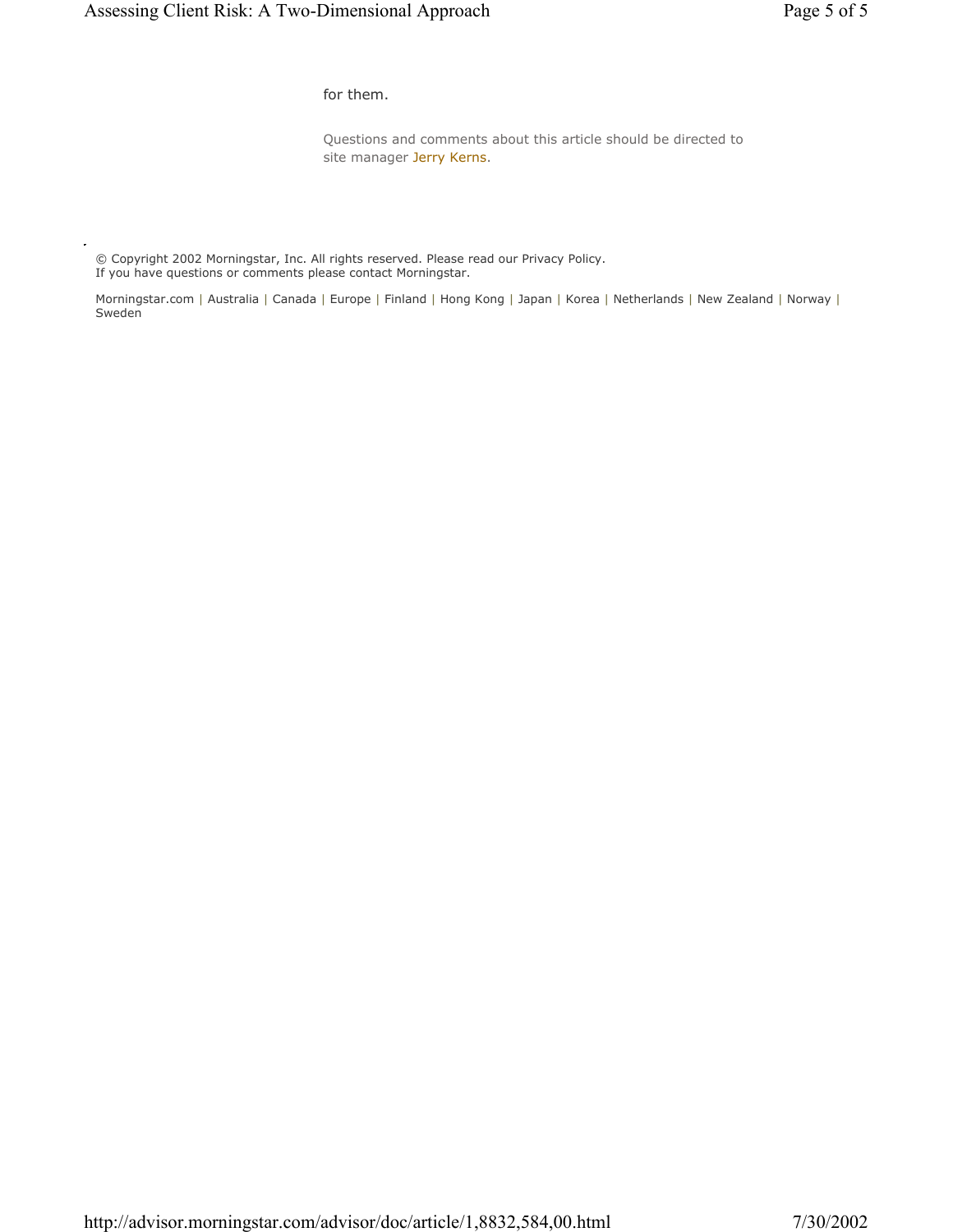for them.

Questions and comments about this article should be directed to site manager Jerry Kerns.

© Copyright 2002 Morningstar, Inc. All rights reserved. Please read our Privacy Policy.
If you have questions or comments please contact Morningstar.

Morningstar.com | Australia | Canada | Europe | Finland | Hong Kong | Japan | Korea | Netherlands | New Zealand | Norway | Sweden